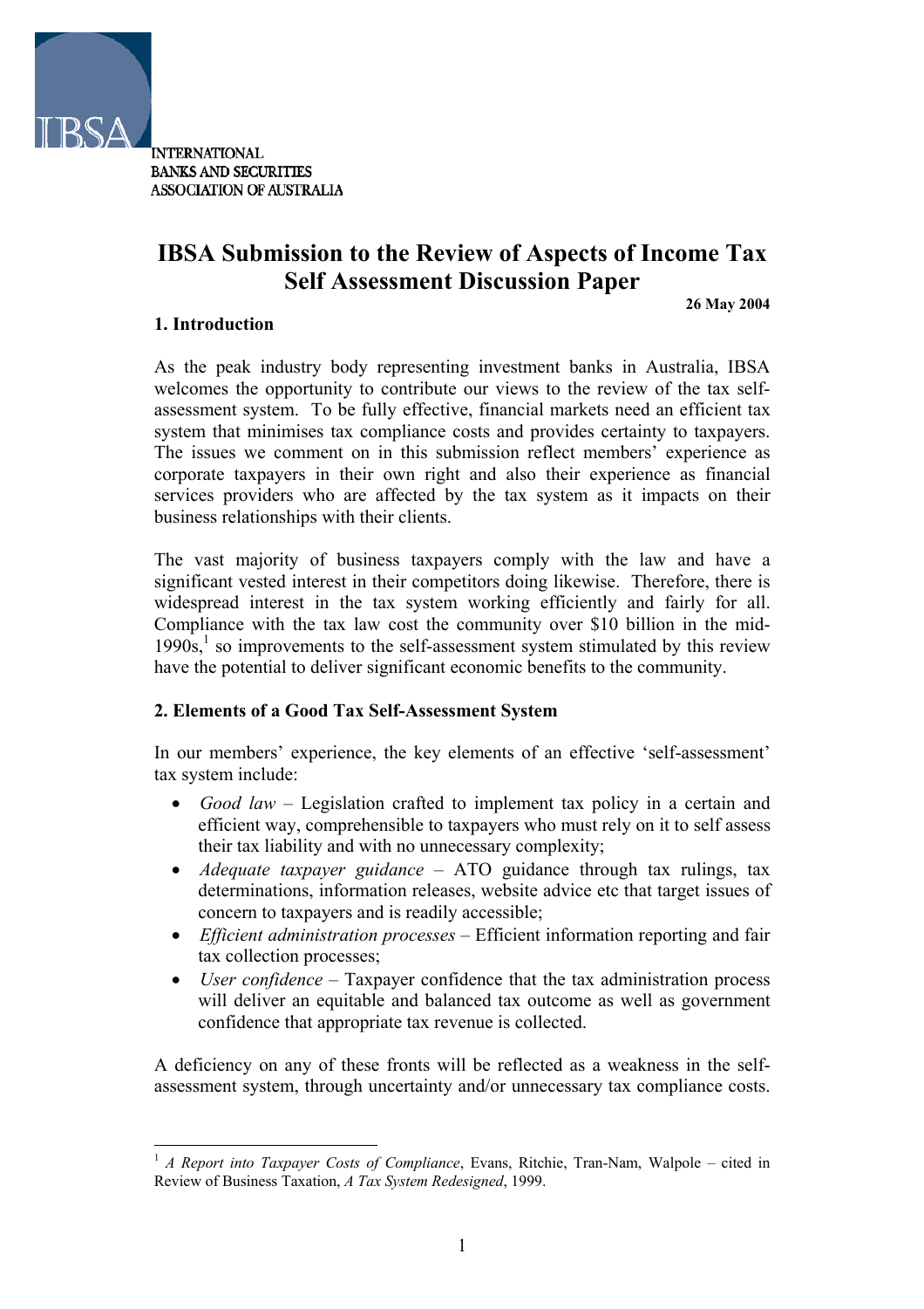INTERNATIONAL
BANKS AND SECURITIES
ASSOCIATION OF AUSTRALIA

# IBSA Submission to the Review of Aspects of Income Tax Self Assessment Discussion Paper

**26 May 2004**

## 1. Introduction

As the peak industry body representing investment banks in Australia, IBSA welcomes the opportunity to contribute our views to the review of the tax self-assessment system. To be fully effective, financial markets need an efficient tax system that minimises tax compliance costs and provides certainty to taxpayers. The issues we comment on in this submission reflect members' experience as corporate taxpayers in their own right and also their experience as financial services providers who are affected by the tax system as it impacts on their business relationships with their clients.

The vast majority of business taxpayers comply with the law and have a significant vested interest in their competitors doing likewise. Therefore, there is widespread interest in the tax system working efficiently and fairly for all. Compliance with the tax law cost the community over $10 billion in the mid-1990s,[1] so improvements to the self-assessment system stimulated by this review have the potential to deliver significant economic benefits to the community.

## 2. Elements of a Good Tax Self-Assessment System

In our members' experience, the key elements of an effective 'self-assessment' tax system include:

- *Good law* – Legislation crafted to implement tax policy in a certain and efficient way, comprehensible to taxpayers who must rely on it to self assess their tax liability and with no unnecessary complexity;
- *Adequate taxpayer guidance* – ATO guidance through tax rulings, tax determinations, information releases, website advice etc that target issues of concern to taxpayers and is readily accessible;
- *Efficient administration processes* – Efficient information reporting and fair tax collection processes;
- *User confidence* – Taxpayer confidence that the tax administration process will deliver an equitable and balanced tax outcome as well as government confidence that appropriate tax revenue is collected.

A deficiency on any of these fronts will be reflected as a weakness in the self-assessment system, through uncertainty and/or unnecessary tax compliance costs.

---

[1] *A Report into Taxpayer Costs of Compliance*, Evans, Ritchie, Tran-Nam, Walpole – cited in Review of Business Taxation, *A Tax System Redesigned*, 1999.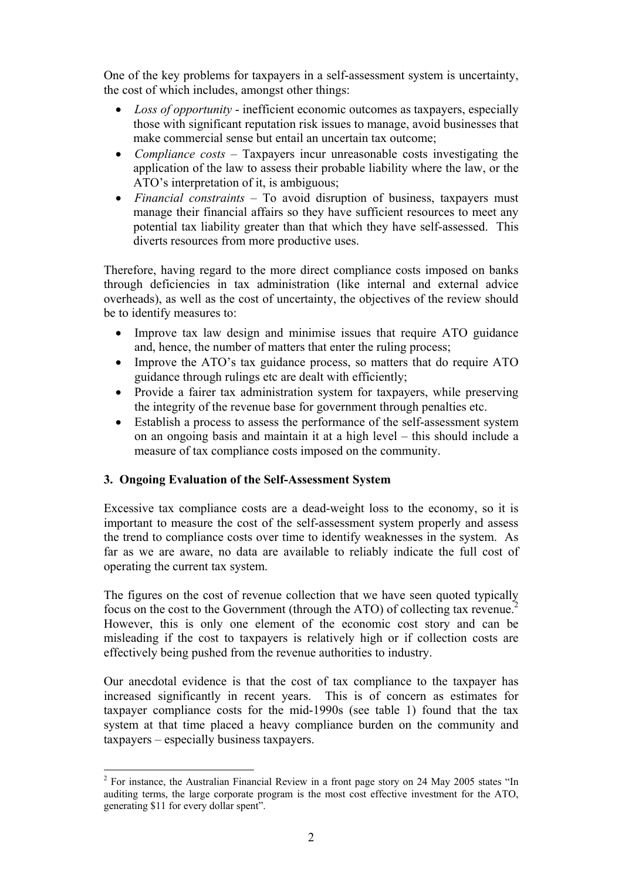One of the key problems for taxpayers in a self-assessment system is uncertainty, the cost of which includes, amongst other things:

- *Loss of opportunity* - inefficient economic outcomes as taxpayers, especially those with significant reputation risk issues to manage, avoid businesses that make commercial sense but entail an uncertain tax outcome;
- *Compliance costs* – Taxpayers incur unreasonable costs investigating the application of the law to assess their probable liability where the law, or the ATO's interpretation of it, is ambiguous;
- *Financial constraints* – To avoid disruption of business, taxpayers must manage their financial affairs so they have sufficient resources to meet any potential tax liability greater than that which they have self-assessed. This diverts resources from more productive uses.

Therefore, having regard to the more direct compliance costs imposed on banks through deficiencies in tax administration (like internal and external advice overheads), as well as the cost of uncertainty, the objectives of the review should be to identify measures to:

- Improve tax law design and minimise issues that require ATO guidance and, hence, the number of matters that enter the ruling process;
- Improve the ATO's tax guidance process, so matters that do require ATO guidance through rulings etc are dealt with efficiently;
- Provide a fairer tax administration system for taxpayers, while preserving the integrity of the revenue base for government through penalties etc.
- Establish a process to assess the performance of the self-assessment system on an ongoing basis and maintain it at a high level – this should include a measure of tax compliance costs imposed on the community.

### 3. Ongoing Evaluation of the Self-Assessment System

Excessive tax compliance costs are a dead-weight loss to the economy, so it is important to measure the cost of the self-assessment system properly and assess the trend to compliance costs over time to identify weaknesses in the system. As far as we are aware, no data are available to reliably indicate the full cost of operating the current tax system.

The figures on the cost of revenue collection that we have seen quoted typically focus on the cost to the Government (through the ATO) of collecting tax revenue.[2] However, this is only one element of the economic cost story and can be misleading if the cost to taxpayers is relatively high or if collection costs are effectively being pushed from the revenue authorities to industry.

Our anecdotal evidence is that the cost of tax compliance to the taxpayer has increased significantly in recent years. This is of concern as estimates for taxpayer compliance costs for the mid-1990s (see table 1) found that the tax system at that time placed a heavy compliance burden on the community and taxpayers – especially business taxpayers.

[2] For instance, the Australian Financial Review in a front page story on 24 May 2005 states "In auditing terms, the large corporate program is the most cost effective investment for the ATO, generating $11 for every dollar spent".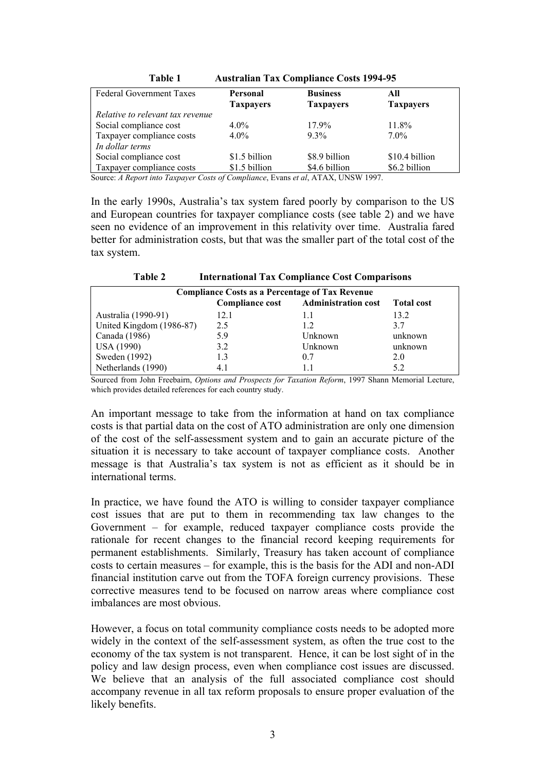**Table 1 Australian Tax Compliance Costs 1994-95**

| Federal Government Taxes | Personal Taxpayers | Business Taxpayers | All Taxpayers |
|---|---|---|---|
| *Relative to relevant tax revenue* | | | |
| Social compliance cost | 4.0% | 17.9% | 11.8% |
| Taxpayer compliance costs | 4.0% | 9.3% | 7.0% |
| *In dollar terms* | | | |
| Social compliance cost | \$1.5 billion | \$8.9 billion | \$10.4 billion |
| Taxpayer compliance costs | \$1.5 billion | \$4.6 billion | \$6.2 billion |

Source: *A Report into Taxpayer Costs of Compliance*, Evans *et al*, ATAX, UNSW 1997.

In the early 1990s, Australia's tax system fared poorly by comparison to the US and European countries for taxpayer compliance costs (see table 2) and we have seen no evidence of an improvement in this relativity over time. Australia fared better for administration costs, but that was the smaller part of the total cost of the tax system.

**Table 2 International Tax Compliance Cost Comparisons**

| Compliance Costs as a Percentage of Tax Revenue | | | |
|---|---|---|---|
| | **Compliance cost** | **Administration cost** | **Total cost** |
| Australia (1990-91) | 12.1 | 1.1 | 13.2 |
| United Kingdom (1986-87) | 2.5 | 1.2 | 3.7 |
| Canada (1986) | 5.9 | Unknown | unknown |
| USA (1990) | 3.2 | Unknown | unknown |
| Sweden (1992) | 1.3 | 0.7 | 2.0 |
| Netherlands (1990) | 4.1 | 1.1 | 5.2 |

Sourced from John Freebairn, *Options and Prospects for Taxation Reform*, 1997 Shann Memorial Lecture, which provides detailed references for each country study.

An important message to take from the information at hand on tax compliance costs is that partial data on the cost of ATO administration are only one dimension of the cost of the self-assessment system and to gain an accurate picture of the situation it is necessary to take account of taxpayer compliance costs. Another message is that Australia's tax system is not as efficient as it should be in international terms.

In practice, we have found the ATO is willing to consider taxpayer compliance cost issues that are put to them in recommending tax law changes to the Government – for example, reduced taxpayer compliance costs provide the rationale for recent changes to the financial record keeping requirements for permanent establishments. Similarly, Treasury has taken account of compliance costs to certain measures – for example, this is the basis for the ADI and non-ADI financial institution carve out from the TOFA foreign currency provisions. These corrective measures tend to be focused on narrow areas where compliance cost imbalances are most obvious.

However, a focus on total community compliance costs needs to be adopted more widely in the context of the self-assessment system, as often the true cost to the economy of the tax system is not transparent. Hence, it can be lost sight of in the policy and law design process, even when compliance cost issues are discussed. We believe that an analysis of the full associated compliance cost should accompany revenue in all tax reform proposals to ensure proper evaluation of the likely benefits.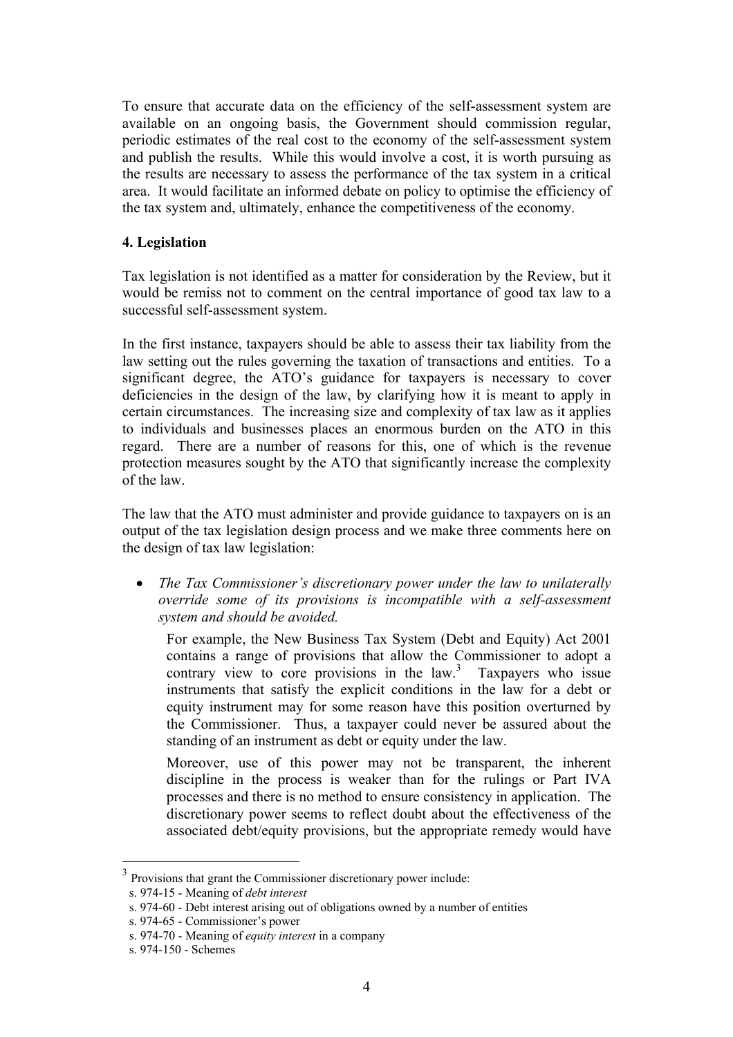To ensure that accurate data on the efficiency of the self-assessment system are available on an ongoing basis, the Government should commission regular, periodic estimates of the real cost to the economy of the self-assessment system and publish the results. While this would involve a cost, it is worth pursuing as the results are necessary to assess the performance of the tax system in a critical area. It would facilitate an informed debate on policy to optimise the efficiency of the tax system and, ultimately, enhance the competitiveness of the economy.

**4. Legislation**

Tax legislation is not identified as a matter for consideration by the Review, but it would be remiss not to comment on the central importance of good tax law to a successful self-assessment system.

In the first instance, taxpayers should be able to assess their tax liability from the law setting out the rules governing the taxation of transactions and entities. To a significant degree, the ATO's guidance for taxpayers is necessary to cover deficiencies in the design of the law, by clarifying how it is meant to apply in certain circumstances. The increasing size and complexity of tax law as it applies to individuals and businesses places an enormous burden on the ATO in this regard. There are a number of reasons for this, one of which is the revenue protection measures sought by the ATO that significantly increase the complexity of the law.

The law that the ATO must administer and provide guidance to taxpayers on is an output of the tax legislation design process and we make three comments here on the design of tax law legislation:

- *The Tax Commissioner's discretionary power under the law to unilaterally override some of its provisions is incompatible with a self-assessment system and should be avoided.*

  For example, the New Business Tax System (Debt and Equity) Act 2001 contains a range of provisions that allow the Commissioner to adopt a contrary view to core provisions in the law.[3] Taxpayers who issue instruments that satisfy the explicit conditions in the law for a debt or equity instrument may for some reason have this position overturned by the Commissioner. Thus, a taxpayer could never be assured about the standing of an instrument as debt or equity under the law.

  Moreover, use of this power may not be transparent, the inherent discipline in the process is weaker than for the rulings or Part IVA processes and there is no method to ensure consistency in application. The discretionary power seems to reflect doubt about the effectiveness of the associated debt/equity provisions, but the appropriate remedy would have

---

[3] Provisions that grant the Commissioner discretionary power include:
s. 974-15 - Meaning of *debt interest*
s. 974-60 - Debt interest arising out of obligations owned by a number of entities
s. 974-65 - Commissioner's power
s. 974-70 - Meaning of *equity interest* in a company
s. 974-150 - Schemes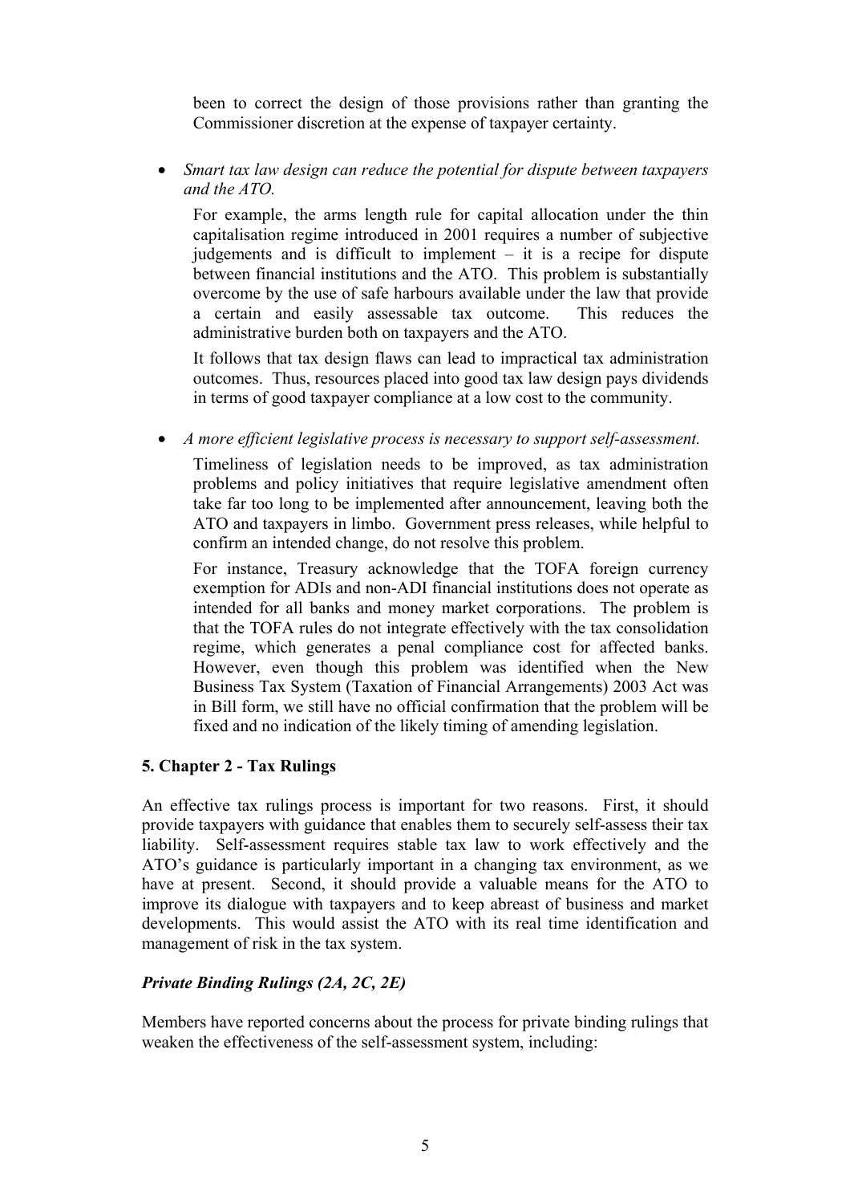been to correct the design of those provisions rather than granting the Commissioner discretion at the expense of taxpayer certainty.

- *Smart tax law design can reduce the potential for dispute between taxpayers and the ATO.*

  For example, the arms length rule for capital allocation under the thin capitalisation regime introduced in 2001 requires a number of subjective judgements and is difficult to implement – it is a recipe for dispute between financial institutions and the ATO. This problem is substantially overcome by the use of safe harbours available under the law that provide a certain and easily assessable tax outcome. This reduces the administrative burden both on taxpayers and the ATO.

  It follows that tax design flaws can lead to impractical tax administration outcomes. Thus, resources placed into good tax law design pays dividends in terms of good taxpayer compliance at a low cost to the community.

- *A more efficient legislative process is necessary to support self-assessment.*

  Timeliness of legislation needs to be improved, as tax administration problems and policy initiatives that require legislative amendment often take far too long to be implemented after announcement, leaving both the ATO and taxpayers in limbo. Government press releases, while helpful to confirm an intended change, do not resolve this problem.

  For instance, Treasury acknowledge that the TOFA foreign currency exemption for ADIs and non-ADI financial institutions does not operate as intended for all banks and money market corporations. The problem is that the TOFA rules do not integrate effectively with the tax consolidation regime, which generates a penal compliance cost for affected banks. However, even though this problem was identified when the New Business Tax System (Taxation of Financial Arrangements) 2003 Act was in Bill form, we still have no official confirmation that the problem will be fixed and no indication of the likely timing of amending legislation.

## 5. Chapter 2 - Tax Rulings

An effective tax rulings process is important for two reasons. First, it should provide taxpayers with guidance that enables them to securely self-assess their tax liability. Self-assessment requires stable tax law to work effectively and the ATO's guidance is particularly important in a changing tax environment, as we have at present. Second, it should provide a valuable means for the ATO to improve its dialogue with taxpayers and to keep abreast of business and market developments. This would assist the ATO with its real time identification and management of risk in the tax system.

### *Private Binding Rulings (2A, 2C, 2E)*

Members have reported concerns about the process for private binding rulings that weaken the effectiveness of the self-assessment system, including: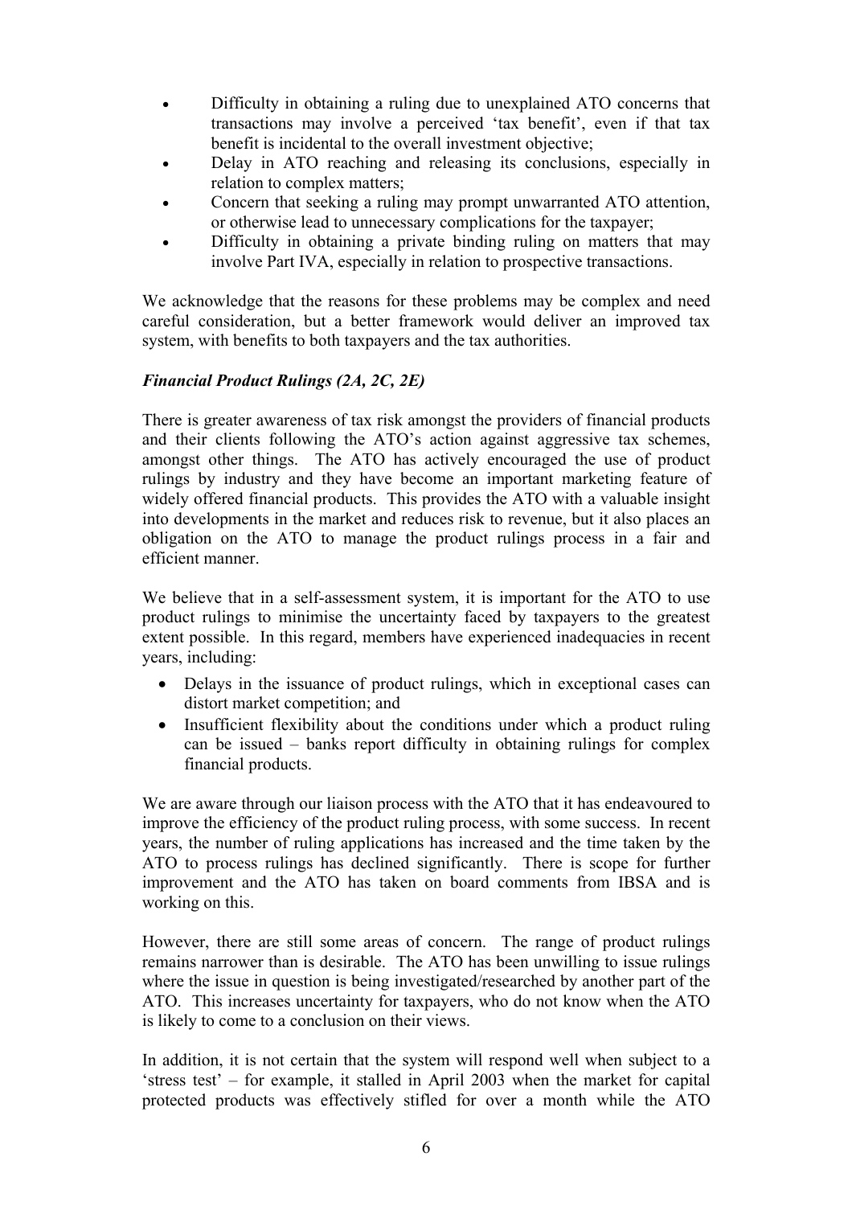- Difficulty in obtaining a ruling due to unexplained ATO concerns that transactions may involve a perceived 'tax benefit', even if that tax benefit is incidental to the overall investment objective;
- Delay in ATO reaching and releasing its conclusions, especially in relation to complex matters;
- Concern that seeking a ruling may prompt unwarranted ATO attention, or otherwise lead to unnecessary complications for the taxpayer;
- Difficulty in obtaining a private binding ruling on matters that may involve Part IVA, especially in relation to prospective transactions.

We acknowledge that the reasons for these problems may be complex and need careful consideration, but a better framework would deliver an improved tax system, with benefits to both taxpayers and the tax authorities.

***Financial Product Rulings (2A, 2C, 2E)***

There is greater awareness of tax risk amongst the providers of financial products and their clients following the ATO's action against aggressive tax schemes, amongst other things. The ATO has actively encouraged the use of product rulings by industry and they have become an important marketing feature of widely offered financial products. This provides the ATO with a valuable insight into developments in the market and reduces risk to revenue, but it also places an obligation on the ATO to manage the product rulings process in a fair and efficient manner.

We believe that in a self-assessment system, it is important for the ATO to use product rulings to minimise the uncertainty faced by taxpayers to the greatest extent possible. In this regard, members have experienced inadequacies in recent years, including:

- Delays in the issuance of product rulings, which in exceptional cases can distort market competition; and
- Insufficient flexibility about the conditions under which a product ruling can be issued – banks report difficulty in obtaining rulings for complex financial products.

We are aware through our liaison process with the ATO that it has endeavoured to improve the efficiency of the product ruling process, with some success. In recent years, the number of ruling applications has increased and the time taken by the ATO to process rulings has declined significantly. There is scope for further improvement and the ATO has taken on board comments from IBSA and is working on this.

However, there are still some areas of concern. The range of product rulings remains narrower than is desirable. The ATO has been unwilling to issue rulings where the issue in question is being investigated/researched by another part of the ATO. This increases uncertainty for taxpayers, who do not know when the ATO is likely to come to a conclusion on their views.

In addition, it is not certain that the system will respond well when subject to a 'stress test' – for example, it stalled in April 2003 when the market for capital protected products was effectively stifled for over a month while the ATO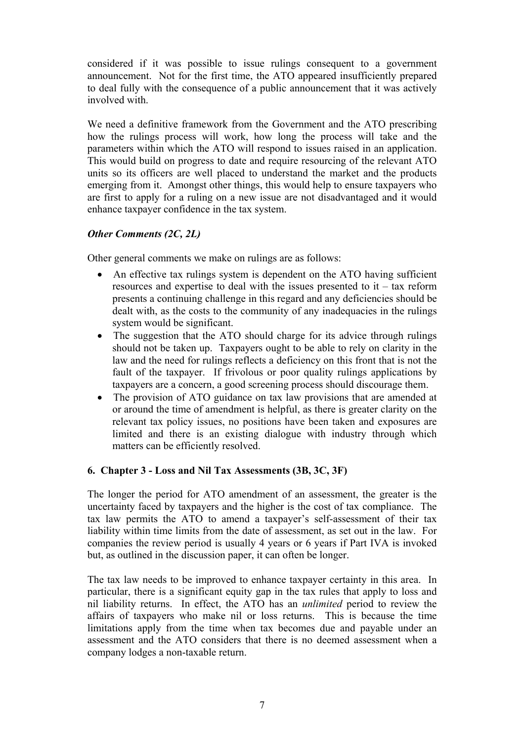considered if it was possible to issue rulings consequent to a government announcement. Not for the first time, the ATO appeared insufficiently prepared to deal fully with the consequence of a public announcement that it was actively involved with.

We need a definitive framework from the Government and the ATO prescribing how the rulings process will work, how long the process will take and the parameters within which the ATO will respond to issues raised in an application. This would build on progress to date and require resourcing of the relevant ATO units so its officers are well placed to understand the market and the products emerging from it. Amongst other things, this would help to ensure taxpayers who are first to apply for a ruling on a new issue are not disadvantaged and it would enhance taxpayer confidence in the tax system.

### *Other Comments (2C, 2L)*

Other general comments we make on rulings are as follows:

- An effective tax rulings system is dependent on the ATO having sufficient resources and expertise to deal with the issues presented to it – tax reform presents a continuing challenge in this regard and any deficiencies should be dealt with, as the costs to the community of any inadequacies in the rulings system would be significant.
- The suggestion that the ATO should charge for its advice through rulings should not be taken up. Taxpayers ought to be able to rely on clarity in the law and the need for rulings reflects a deficiency on this front that is not the fault of the taxpayer. If frivolous or poor quality rulings applications by taxpayers are a concern, a good screening process should discourage them.
- The provision of ATO guidance on tax law provisions that are amended at or around the time of amendment is helpful, as there is greater clarity on the relevant tax policy issues, no positions have been taken and exposures are limited and there is an existing dialogue with industry through which matters can be efficiently resolved.

## 6. Chapter 3 - Loss and Nil Tax Assessments (3B, 3C, 3F)

The longer the period for ATO amendment of an assessment, the greater is the uncertainty faced by taxpayers and the higher is the cost of tax compliance. The tax law permits the ATO to amend a taxpayer's self-assessment of their tax liability within time limits from the date of assessment, as set out in the law. For companies the review period is usually 4 years or 6 years if Part IVA is invoked but, as outlined in the discussion paper, it can often be longer.

The tax law needs to be improved to enhance taxpayer certainty in this area. In particular, there is a significant equity gap in the tax rules that apply to loss and nil liability returns. In effect, the ATO has an *unlimited* period to review the affairs of taxpayers who make nil or loss returns. This is because the time limitations apply from the time when tax becomes due and payable under an assessment and the ATO considers that there is no deemed assessment when a company lodges a non-taxable return.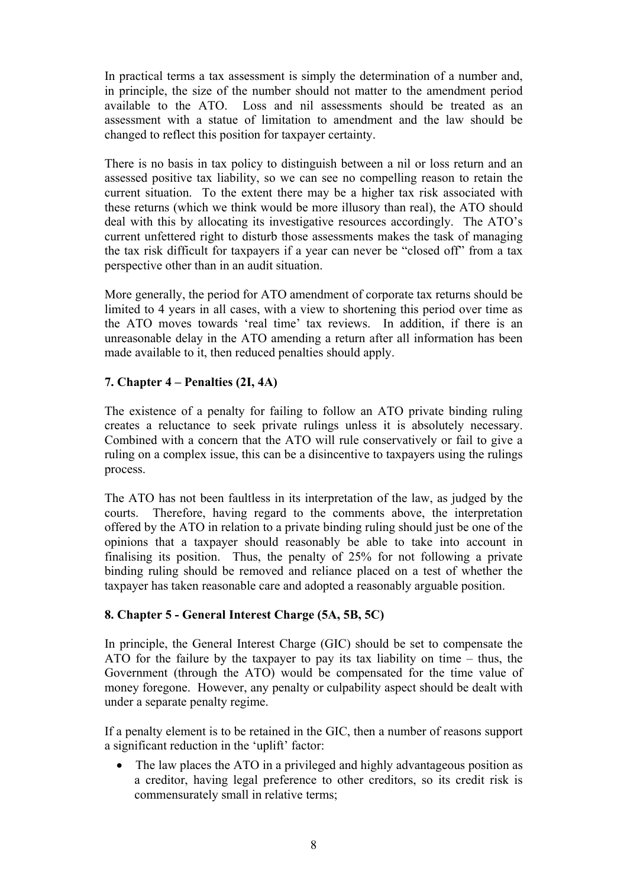In practical terms a tax assessment is simply the determination of a number and, in principle, the size of the number should not matter to the amendment period available to the ATO. Loss and nil assessments should be treated as an assessment with a statue of limitation to amendment and the law should be changed to reflect this position for taxpayer certainty.

There is no basis in tax policy to distinguish between a nil or loss return and an assessed positive tax liability, so we can see no compelling reason to retain the current situation. To the extent there may be a higher tax risk associated with these returns (which we think would be more illusory than real), the ATO should deal with this by allocating its investigative resources accordingly. The ATO's current unfettered right to disturb those assessments makes the task of managing the tax risk difficult for taxpayers if a year can never be "closed off" from a tax perspective other than in an audit situation.

More generally, the period for ATO amendment of corporate tax returns should be limited to 4 years in all cases, with a view to shortening this period over time as the ATO moves towards 'real time' tax reviews. In addition, if there is an unreasonable delay in the ATO amending a return after all information has been made available to it, then reduced penalties should apply.

### 7. Chapter 4 – Penalties (2I, 4A)

The existence of a penalty for failing to follow an ATO private binding ruling creates a reluctance to seek private rulings unless it is absolutely necessary. Combined with a concern that the ATO will rule conservatively or fail to give a ruling on a complex issue, this can be a disincentive to taxpayers using the rulings process.

The ATO has not been faultless in its interpretation of the law, as judged by the courts. Therefore, having regard to the comments above, the interpretation offered by the ATO in relation to a private binding ruling should just be one of the opinions that a taxpayer should reasonably be able to take into account in finalising its position. Thus, the penalty of 25% for not following a private binding ruling should be removed and reliance placed on a test of whether the taxpayer has taken reasonable care and adopted a reasonably arguable position.

### 8. Chapter 5 - General Interest Charge (5A, 5B, 5C)

In principle, the General Interest Charge (GIC) should be set to compensate the ATO for the failure by the taxpayer to pay its tax liability on time – thus, the Government (through the ATO) would be compensated for the time value of money foregone. However, any penalty or culpability aspect should be dealt with under a separate penalty regime.

If a penalty element is to be retained in the GIC, then a number of reasons support a significant reduction in the 'uplift' factor:

- The law places the ATO in a privileged and highly advantageous position as a creditor, having legal preference to other creditors, so its credit risk is commensurately small in relative terms;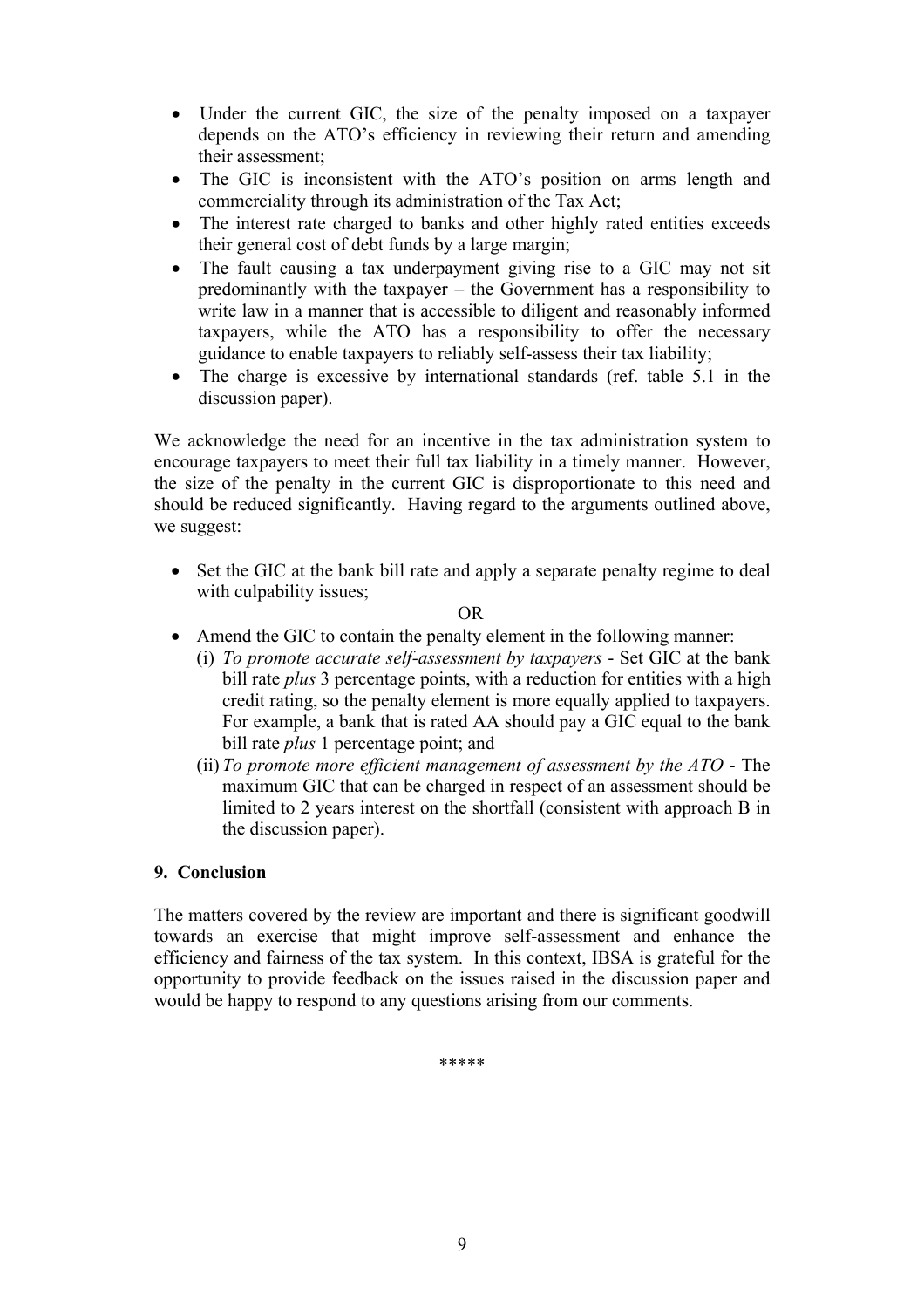- Under the current GIC, the size of the penalty imposed on a taxpayer depends on the ATO's efficiency in reviewing their return and amending their assessment;
- The GIC is inconsistent with the ATO's position on arms length and commerciality through its administration of the Tax Act;
- The interest rate charged to banks and other highly rated entities exceeds their general cost of debt funds by a large margin;
- The fault causing a tax underpayment giving rise to a GIC may not sit predominantly with the taxpayer – the Government has a responsibility to write law in a manner that is accessible to diligent and reasonably informed taxpayers, while the ATO has a responsibility to offer the necessary guidance to enable taxpayers to reliably self-assess their tax liability;
- The charge is excessive by international standards (ref. table 5.1 in the discussion paper).

We acknowledge the need for an incentive in the tax administration system to encourage taxpayers to meet their full tax liability in a timely manner. However, the size of the penalty in the current GIC is disproportionate to this need and should be reduced significantly. Having regard to the arguments outlined above, we suggest:

- Set the GIC at the bank bill rate and apply a separate penalty regime to deal with culpability issues;

OR

- Amend the GIC to contain the penalty element in the following manner:
  (i) *To promote accurate self-assessment by taxpayers* - Set GIC at the bank bill rate *plus* 3 percentage points, with a reduction for entities with a high credit rating, so the penalty element is more equally applied to taxpayers. For example, a bank that is rated AA should pay a GIC equal to the bank bill rate *plus* 1 percentage point; and
  (ii) *To promote more efficient management of assessment by the ATO* - The maximum GIC that can be charged in respect of an assessment should be limited to 2 years interest on the shortfall (consistent with approach B in the discussion paper).

**9. Conclusion**

The matters covered by the review are important and there is significant goodwill towards an exercise that might improve self-assessment and enhance the efficiency and fairness of the tax system. In this context, IBSA is grateful for the opportunity to provide feedback on the issues raised in the discussion paper and would be happy to respond to any questions arising from our comments.

\*\*\*\*\*